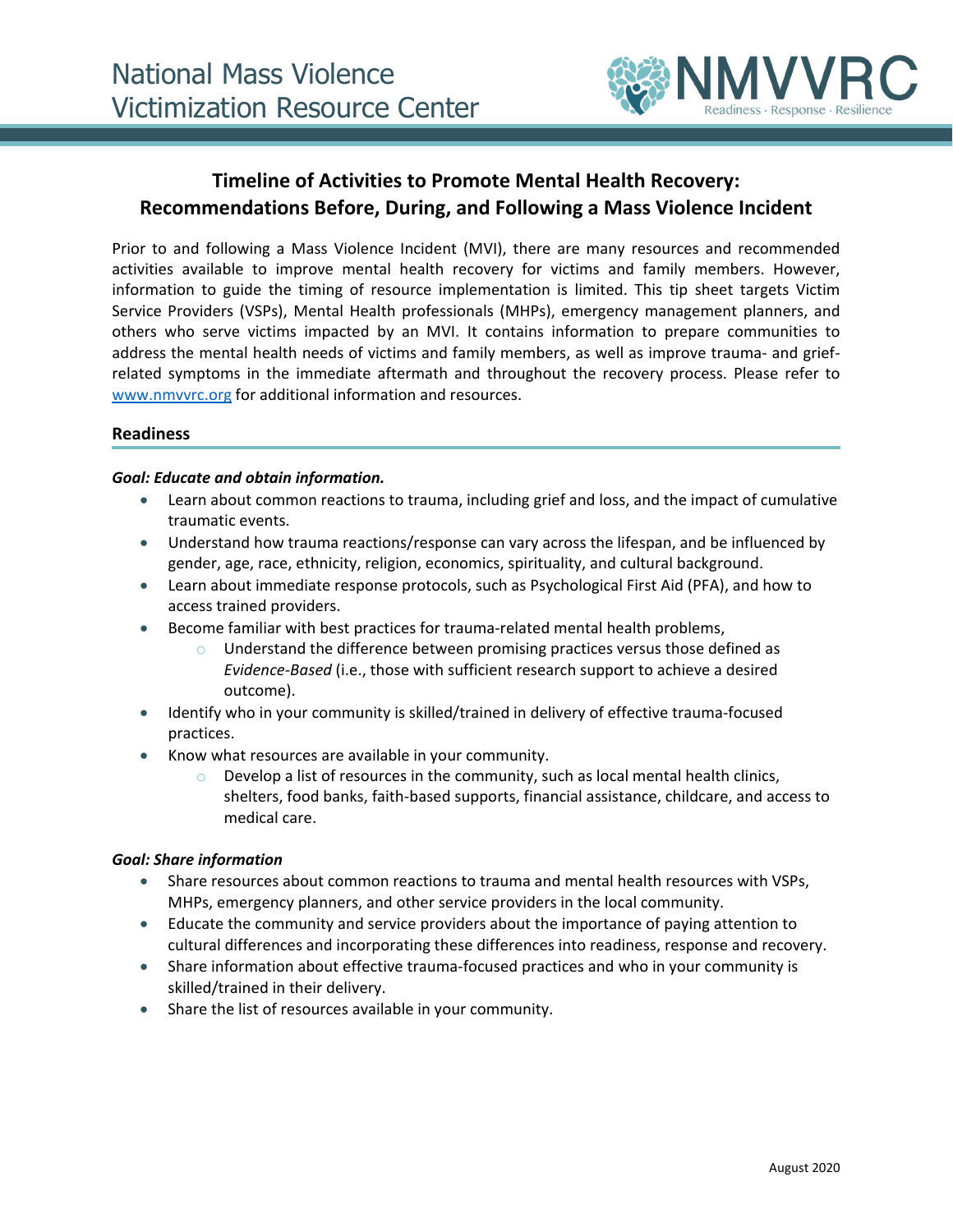National Mass Violence
Victimization Resource Center

NMVVRC
Readiness · Response · Resilience

# Timeline of Activities to Promote Mental Health Recovery: Recommendations Before, During, and Following a Mass Violence Incident

Prior to and following a Mass Violence Incident (MVI), there are many resources and recommended activities available to improve mental health recovery for victims and family members. However, information to guide the timing of resource implementation is limited. This tip sheet targets Victim Service Providers (VSPs), Mental Health professionals (MHPs), emergency management planners, and others who serve victims impacted by an MVI. It contains information to prepare communities to address the mental health needs of victims and family members, as well as improve trauma- and grief-related symptoms in the immediate aftermath and throughout the recovery process. Please refer to www.nmvvrc.org for additional information and resources.

## Readiness

***Goal: Educate and obtain information.***

- Learn about common reactions to trauma, including grief and loss, and the impact of cumulative traumatic events.
- Understand how trauma reactions/response can vary across the lifespan, and be influenced by gender, age, race, ethnicity, religion, economics, spirituality, and cultural background.
- Learn about immediate response protocols, such as Psychological First Aid (PFA), and how to access trained providers.
- Become familiar with best practices for trauma-related mental health problems,
  - Understand the difference between promising practices versus those defined as *Evidence-Based* (i.e., those with sufficient research support to achieve a desired outcome).
- Identify who in your community is skilled/trained in delivery of effective trauma-focused practices.
- Know what resources are available in your community.
  - Develop a list of resources in the community, such as local mental health clinics, shelters, food banks, faith-based supports, financial assistance, childcare, and access to medical care.

***Goal: Share information***

- Share resources about common reactions to trauma and mental health resources with VSPs, MHPs, emergency planners, and other service providers in the local community.
- Educate the community and service providers about the importance of paying attention to cultural differences and incorporating these differences into readiness, response and recovery.
- Share information about effective trauma-focused practices and who in your community is skilled/trained in their delivery.
- Share the list of resources available in your community.

August 2020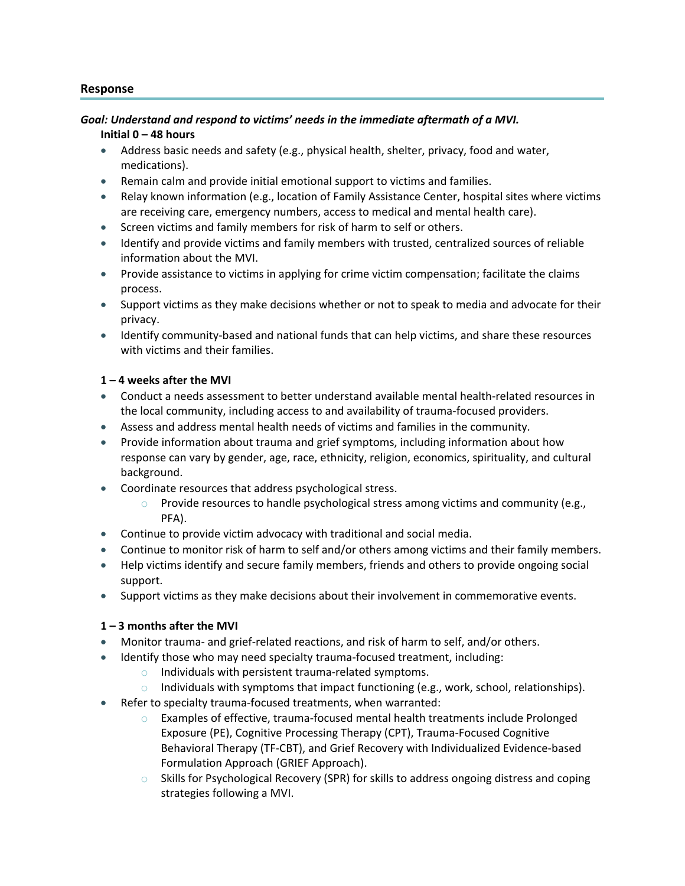## Response

***Goal: Understand and respond to victims' needs in the immediate aftermath of a MVI.***

**Initial 0 – 48 hours**

- Address basic needs and safety (e.g., physical health, shelter, privacy, food and water, medications).
- Remain calm and provide initial emotional support to victims and families.
- Relay known information (e.g., location of Family Assistance Center, hospital sites where victims are receiving care, emergency numbers, access to medical and mental health care).
- Screen victims and family members for risk of harm to self or others.
- Identify and provide victims and family members with trusted, centralized sources of reliable information about the MVI.
- Provide assistance to victims in applying for crime victim compensation; facilitate the claims process.
- Support victims as they make decisions whether or not to speak to media and advocate for their privacy.
- Identify community-based and national funds that can help victims, and share these resources with victims and their families.

**1 – 4 weeks after the MVI**

- Conduct a needs assessment to better understand available mental health-related resources in the local community, including access to and availability of trauma-focused providers.
- Assess and address mental health needs of victims and families in the community.
- Provide information about trauma and grief symptoms, including information about how response can vary by gender, age, race, ethnicity, religion, economics, spirituality, and cultural background.
- Coordinate resources that address psychological stress.
    - Provide resources to handle psychological stress among victims and community (e.g., PFA).
- Continue to provide victim advocacy with traditional and social media.
- Continue to monitor risk of harm to self and/or others among victims and their family members.
- Help victims identify and secure family members, friends and others to provide ongoing social support.
- Support victims as they make decisions about their involvement in commemorative events.

**1 – 3 months after the MVI**

- Monitor trauma- and grief-related reactions, and risk of harm to self, and/or others.
- Identify those who may need specialty trauma-focused treatment, including:
    - Individuals with persistent trauma-related symptoms.
    - Individuals with symptoms that impact functioning (e.g., work, school, relationships).
- Refer to specialty trauma-focused treatments, when warranted:
    - Examples of effective, trauma-focused mental health treatments include Prolonged Exposure (PE), Cognitive Processing Therapy (CPT), Trauma-Focused Cognitive Behavioral Therapy (TF-CBT), and Grief Recovery with Individualized Evidence-based Formulation Approach (GRIEF Approach).
    - Skills for Psychological Recovery (SPR) for skills to address ongoing distress and coping strategies following a MVI.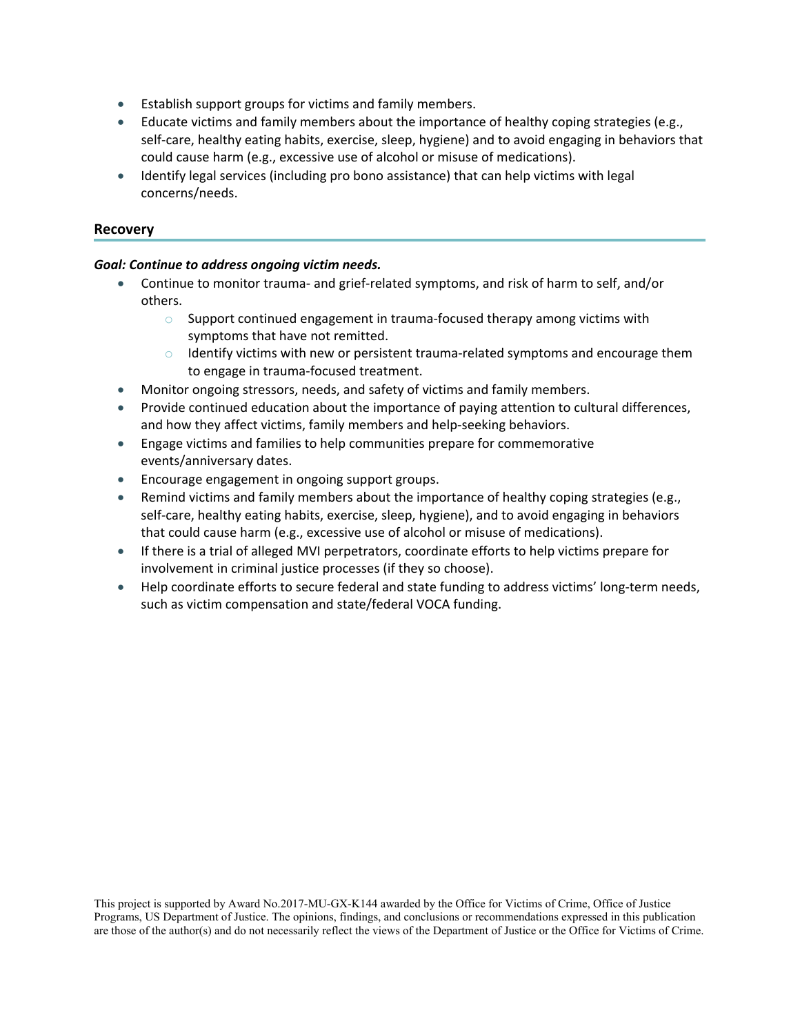- Establish support groups for victims and family members.
- Educate victims and family members about the importance of healthy coping strategies (e.g., self-care, healthy eating habits, exercise, sleep, hygiene) and to avoid engaging in behaviors that could cause harm (e.g., excessive use of alcohol or misuse of medications).
- Identify legal services (including pro bono assistance) that can help victims with legal concerns/needs.

## Recovery

***Goal: Continue to address ongoing victim needs.***

- Continue to monitor trauma- and grief-related symptoms, and risk of harm to self, and/or others.
    - Support continued engagement in trauma-focused therapy among victims with symptoms that have not remitted.
    - Identify victims with new or persistent trauma-related symptoms and encourage them to engage in trauma-focused treatment.
- Monitor ongoing stressors, needs, and safety of victims and family members.
- Provide continued education about the importance of paying attention to cultural differences, and how they affect victims, family members and help-seeking behaviors.
- Engage victims and families to help communities prepare for commemorative events/anniversary dates.
- Encourage engagement in ongoing support groups.
- Remind victims and family members about the importance of healthy coping strategies (e.g., self-care, healthy eating habits, exercise, sleep, hygiene), and to avoid engaging in behaviors that could cause harm (e.g., excessive use of alcohol or misuse of medications).
- If there is a trial of alleged MVI perpetrators, coordinate efforts to help victims prepare for involvement in criminal justice processes (if they so choose).
- Help coordinate efforts to secure federal and state funding to address victims' long-term needs, such as victim compensation and state/federal VOCA funding.

This project is supported by Award No.2017-MU-GX-K144 awarded by the Office for Victims of Crime, Office of Justice Programs, US Department of Justice. The opinions, findings, and conclusions or recommendations expressed in this publication are those of the author(s) and do not necessarily reflect the views of the Department of Justice or the Office for Victims of Crime.